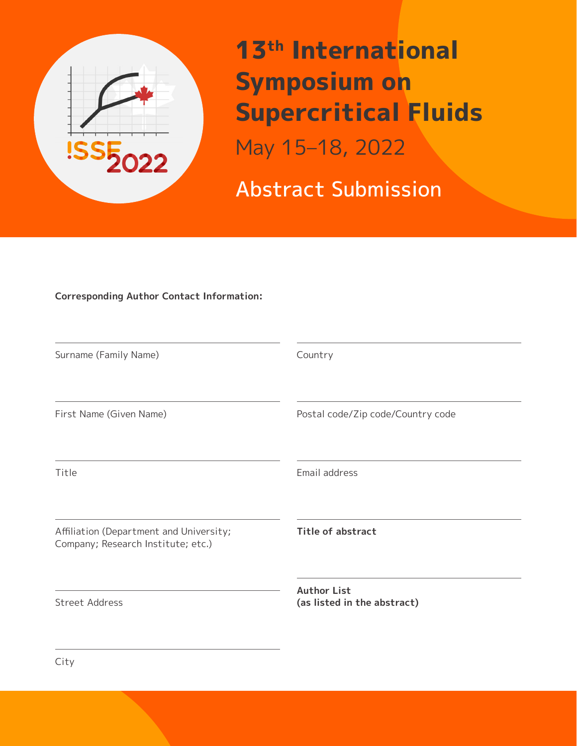# 13th International Symposium on Supercritical Fluids

May 15–18, 2022

## Abstract Submission

**Corresponding Author Contact Information:**

Surname (Family Name)

First Name (Given Name)

Title

Affiliation (Department and University; Company; Research Institute; etc.)

Street Address

City

Country

Postal code/Zip code/Country code

Email address

**Title of abstract**

**Author List (as listed in the abstract)**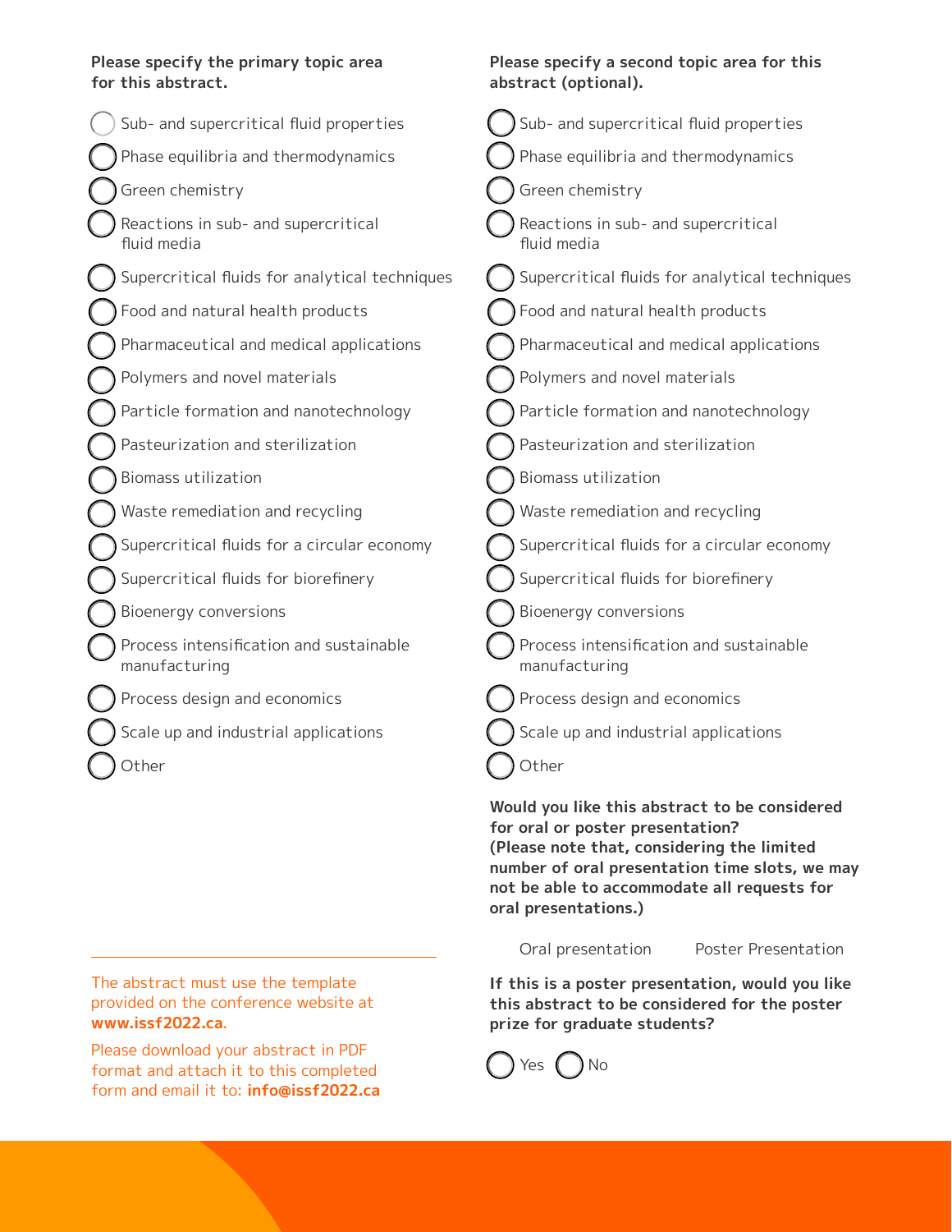**Please specify the primary topic area for this abstract.**

- ◯ Sub- and supercritical fluid properties
- ◯ Phase equilibria and thermodynamics
- ◯ Green chemistry
- ◯ Reactions in sub- and supercritical fluid media
- ◯ Supercritical fluids for analytical techniques
- ◯ Food and natural health products
- ◯ Pharmaceutical and medical applications
- ◯ Polymers and novel materials
- ◯ Particle formation and nanotechnology
- ◯ Pasteurization and sterilization
- ◯ Biomass utilization
- ◯ Waste remediation and recycling
- ◯ Supercritical fluids for a circular economy
- ◯ Supercritical fluids for biorefinery
- ◯ Bioenergy conversions
- ◯ Process intensification and sustainable manufacturing
- ◯ Process design and economics
- ◯ Scale up and industrial applications
- ◯ Other

**Please specify a second topic area for this abstract (optional).**

- ◯ Sub- and supercritical fluid properties
- ◯ Phase equilibria and thermodynamics
- ◯ Green chemistry
- ◯ Reactions in sub- and supercritical fluid media
- ◯ Supercritical fluids for analytical techniques
- ◯ Food and natural health products
- ◯ Pharmaceutical and medical applications
- ◯ Polymers and novel materials
- ◯ Particle formation and nanotechnology
- ◯ Pasteurization and sterilization
- ◯ Biomass utilization
- ◯ Waste remediation and recycling
- ◯ Supercritical fluids for a circular economy
- ◯ Supercritical fluids for biorefinery
- ◯ Bioenergy conversions
- ◯ Process intensification and sustainable manufacturing
- ◯ Process design and economics
- ◯ Scale up and industrial applications
- ◯ Other

**Would you like this abstract to be considered for oral or poster presentation? (Please note that, considering the limited number of oral presentation time slots, we may not be able to accommodate all requests for oral presentations.)**

Oral presentation    Poster Presentation

**If this is a poster presentation, would you like this abstract to be considered for the poster prize for graduate students?**

◯ Yes ◯ No

---

The abstract must use the template provided on the conference website at **www.issf2022.ca**.

Please download your abstract in PDF format and attach it to this completed form and email it to: **info@issf2022.ca**